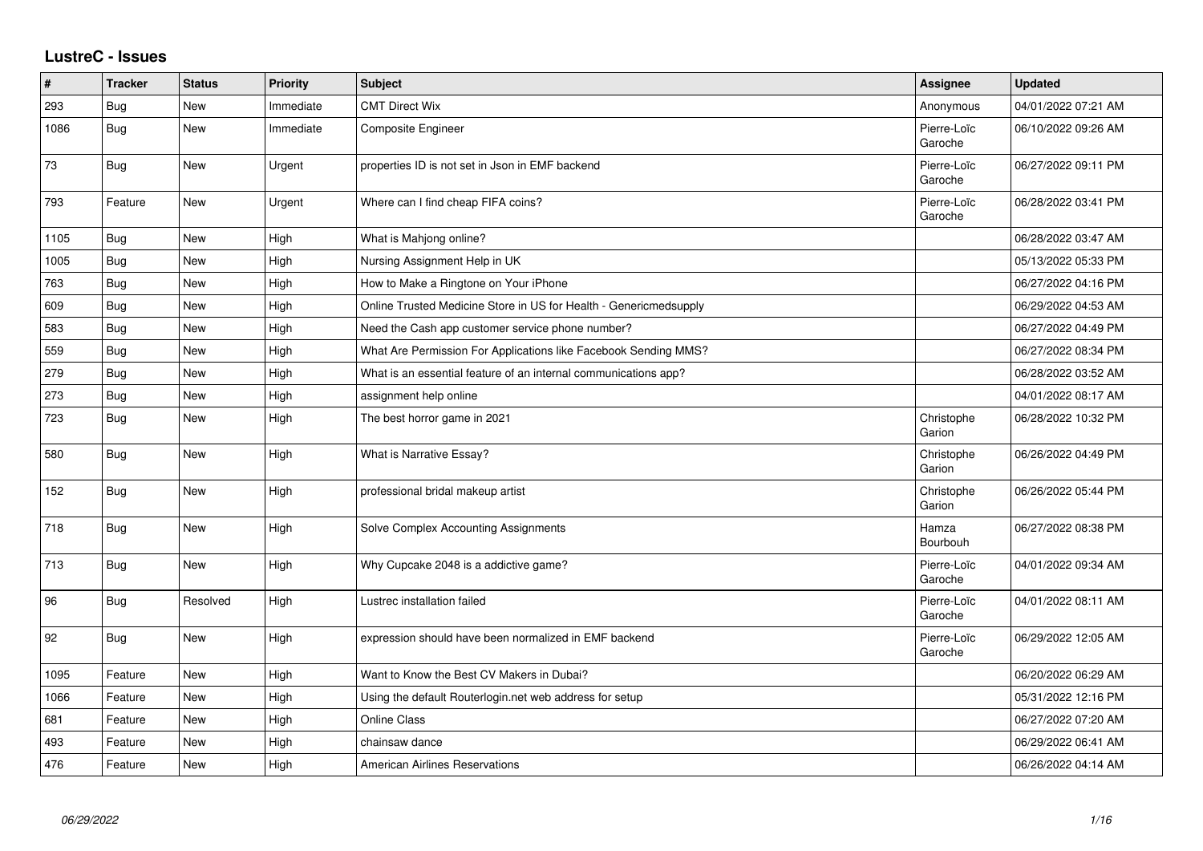# LustreC - Issues

| # | Tracker | Status | Priority | Subject | Assignee | Updated |
|---|---|---|---|---|---|---|
| 293 | Bug | New | Immediate | CMT Direct Wix | Anonymous | 04/01/2022 07:21 AM |
| 1086 | Bug | New | Immediate | Composite Engineer | Pierre-Loïc Garoche | 06/10/2022 09:26 AM |
| 73 | Bug | New | Urgent | properties ID is not set in Json in EMF backend | Pierre-Loïc Garoche | 06/27/2022 09:11 PM |
| 793 | Feature | New | Urgent | Where can I find cheap FIFA coins? | Pierre-Loïc Garoche | 06/28/2022 03:41 PM |
| 1105 | Bug | New | High | What is Mahjong online? | | 06/28/2022 03:47 AM |
| 1005 | Bug | New | High | Nursing Assignment Help in UK | | 05/13/2022 05:33 PM |
| 763 | Bug | New | High | How to Make a Ringtone on Your iPhone | | 06/27/2022 04:16 PM |
| 609 | Bug | New | High | Online Trusted Medicine Store in US for Health - Genericmedsupply | | 06/29/2022 04:53 AM |
| 583 | Bug | New | High | Need the Cash app customer service phone number? | | 06/27/2022 04:49 PM |
| 559 | Bug | New | High | What Are Permission For Applications like Facebook Sending MMS? | | 06/27/2022 08:34 PM |
| 279 | Bug | New | High | What is an essential feature of an internal communications app? | | 06/28/2022 03:52 AM |
| 273 | Bug | New | High | assignment help online | | 04/01/2022 08:17 AM |
| 723 | Bug | New | High | The best horror game in 2021 | Christophe Garion | 06/28/2022 10:32 PM |
| 580 | Bug | New | High | What is Narrative Essay? | Christophe Garion | 06/26/2022 04:49 PM |
| 152 | Bug | New | High | professional bridal makeup artist | Christophe Garion | 06/26/2022 05:44 PM |
| 718 | Bug | New | High | Solve Complex Accounting Assignments | Hamza Bourbouh | 06/27/2022 08:38 PM |
| 713 | Bug | New | High | Why Cupcake 2048 is a addictive game? | Pierre-Loïc Garoche | 04/01/2022 09:34 AM |
| 96 | Bug | Resolved | High | Lustrec installation failed | Pierre-Loïc Garoche | 04/01/2022 08:11 AM |
| 92 | Bug | New | High | expression should have been normalized in EMF backend | Pierre-Loïc Garoche | 06/29/2022 12:05 AM |
| 1095 | Feature | New | High | Want to Know the Best CV Makers in Dubai? | | 06/20/2022 06:29 AM |
| 1066 | Feature | New | High | Using the default Routerlogin.net web address for setup | | 05/31/2022 12:16 PM |
| 681 | Feature | New | High | Online Class | | 06/27/2022 07:20 AM |
| 493 | Feature | New | High | chainsaw dance | | 06/29/2022 06:41 AM |
| 476 | Feature | New | High | American Airlines Reservations | | 06/26/2022 04:14 AM |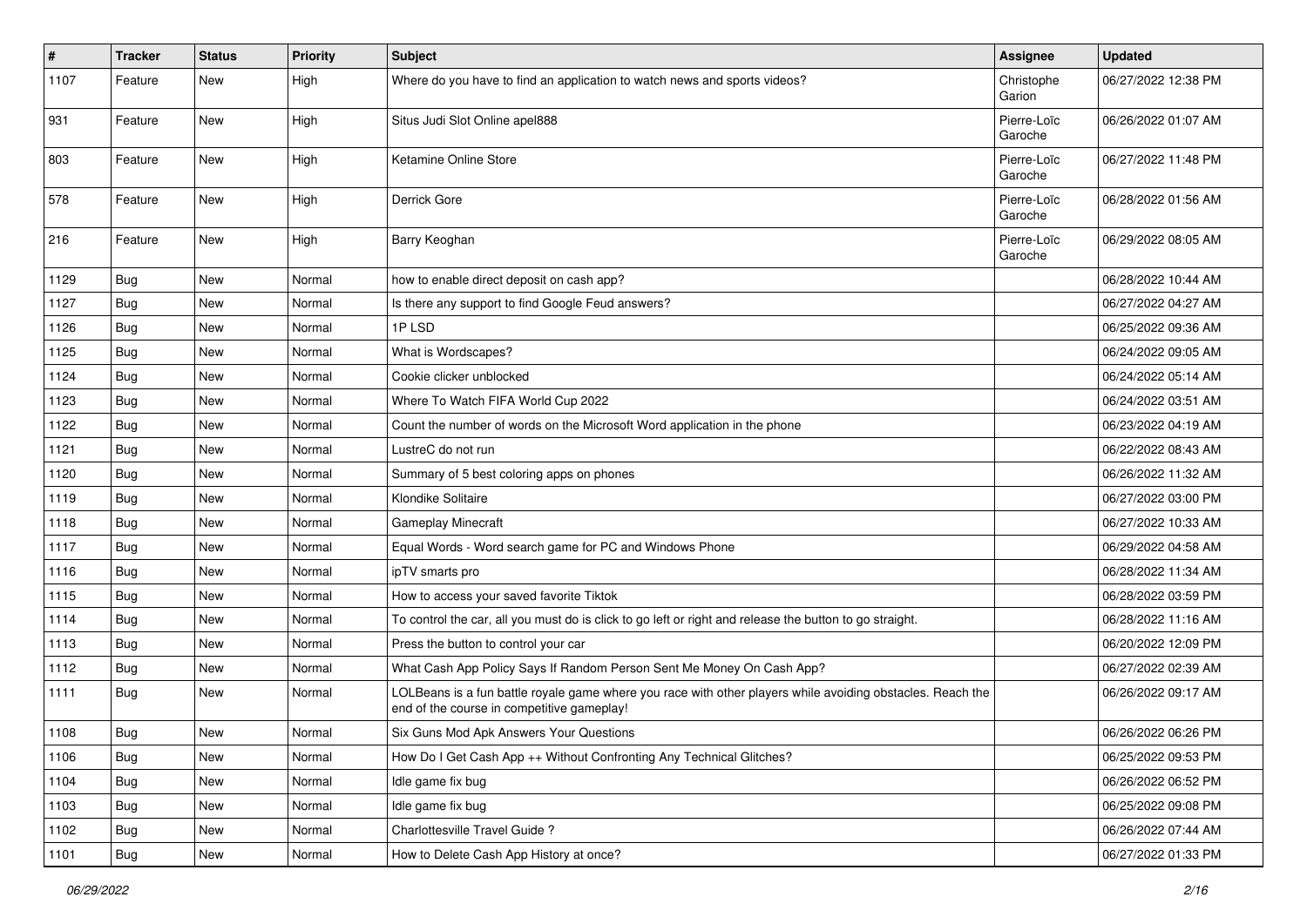| # | Tracker | Status | Priority | Subject | Assignee | Updated |
|---|---|---|---|---|---|---|
| 1107 | Feature | New | High | Where do you have to find an application to watch news and sports videos? | Christophe Garion | 06/27/2022 12:38 PM |
| 931 | Feature | New | High | Situs Judi Slot Online apel888 | Pierre-Loïc Garoche | 06/26/2022 01:07 AM |
| 803 | Feature | New | High | Ketamine Online Store | Pierre-Loïc Garoche | 06/27/2022 11:48 PM |
| 578 | Feature | New | High | Derrick Gore | Pierre-Loïc Garoche | 06/28/2022 01:56 AM |
| 216 | Feature | New | High | Barry Keoghan | Pierre-Loïc Garoche | 06/29/2022 08:05 AM |
| 1129 | Bug | New | Normal | how to enable direct deposit on cash app? | | 06/28/2022 10:44 AM |
| 1127 | Bug | New | Normal | Is there any support to find Google Feud answers? | | 06/27/2022 04:27 AM |
| 1126 | Bug | New | Normal | 1P LSD | | 06/25/2022 09:36 AM |
| 1125 | Bug | New | Normal | What is Wordscapes? | | 06/24/2022 09:05 AM |
| 1124 | Bug | New | Normal | Cookie clicker unblocked | | 06/24/2022 05:14 AM |
| 1123 | Bug | New | Normal | Where To Watch FIFA World Cup 2022 | | 06/24/2022 03:51 AM |
| 1122 | Bug | New | Normal | Count the number of words on the Microsoft Word application in the phone | | 06/23/2022 04:19 AM |
| 1121 | Bug | New | Normal | LustreC do not run | | 06/22/2022 08:43 AM |
| 1120 | Bug | New | Normal | Summary of 5 best coloring apps on phones | | 06/26/2022 11:32 AM |
| 1119 | Bug | New | Normal | Klondike Solitaire | | 06/27/2022 03:00 PM |
| 1118 | Bug | New | Normal | Gameplay Minecraft | | 06/27/2022 10:33 AM |
| 1117 | Bug | New | Normal | Equal Words - Word search game for PC and Windows Phone | | 06/29/2022 04:58 AM |
| 1116 | Bug | New | Normal | ipTV smarts pro | | 06/28/2022 11:34 AM |
| 1115 | Bug | New | Normal | How to access your saved favorite Tiktok | | 06/28/2022 03:59 PM |
| 1114 | Bug | New | Normal | To control the car, all you must do is click to go left or right and release the button to go straight. | | 06/28/2022 11:16 AM |
| 1113 | Bug | New | Normal | Press the button to control your car | | 06/20/2022 12:09 PM |
| 1112 | Bug | New | Normal | What Cash App Policy Says If Random Person Sent Me Money On Cash App? | | 06/27/2022 02:39 AM |
| 1111 | Bug | New | Normal | LOLBeans is a fun battle royale game where you race with other players while avoiding obstacles. Reach the end of the course in competitive gameplay! | | 06/26/2022 09:17 AM |
| 1108 | Bug | New | Normal | Six Guns Mod Apk Answers Your Questions | | 06/26/2022 06:26 PM |
| 1106 | Bug | New | Normal | How Do I Get Cash App ++ Without Confronting Any Technical Glitches? | | 06/25/2022 09:53 PM |
| 1104 | Bug | New | Normal | Idle game fix bug | | 06/26/2022 06:52 PM |
| 1103 | Bug | New | Normal | Idle game fix bug | | 06/25/2022 09:08 PM |
| 1102 | Bug | New | Normal | Charlottesville Travel Guide ? | | 06/26/2022 07:44 AM |
| 1101 | Bug | New | Normal | How to Delete Cash App History at once? | | 06/27/2022 01:33 PM |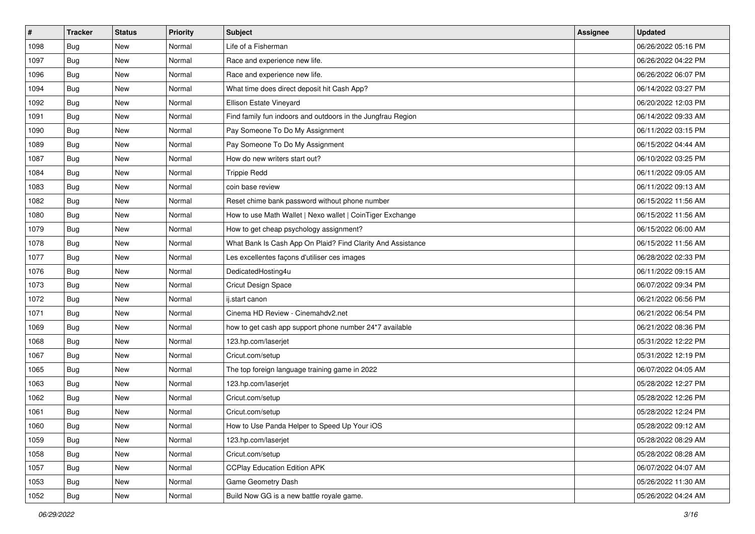| # | Tracker | Status | Priority | Subject | Assignee | Updated |
|---|---|---|---|---|---|---|
| 1098 | Bug | New | Normal | Life of a Fisherman | | 06/26/2022 05:16 PM |
| 1097 | Bug | New | Normal | Race and experience new life. | | 06/26/2022 04:22 PM |
| 1096 | Bug | New | Normal | Race and experience new life. | | 06/26/2022 06:07 PM |
| 1094 | Bug | New | Normal | What time does direct deposit hit Cash App? | | 06/14/2022 03:27 PM |
| 1092 | Bug | New | Normal | Ellison Estate Vineyard | | 06/20/2022 12:03 PM |
| 1091 | Bug | New | Normal | Find family fun indoors and outdoors in the Jungfrau Region | | 06/14/2022 09:33 AM |
| 1090 | Bug | New | Normal | Pay Someone To Do My Assignment | | 06/11/2022 03:15 PM |
| 1089 | Bug | New | Normal | Pay Someone To Do My Assignment | | 06/15/2022 04:44 AM |
| 1087 | Bug | New | Normal | How do new writers start out? | | 06/10/2022 03:25 PM |
| 1084 | Bug | New | Normal | Trippie Redd | | 06/11/2022 09:05 AM |
| 1083 | Bug | New | Normal | coin base review | | 06/11/2022 09:13 AM |
| 1082 | Bug | New | Normal | Reset chime bank password without phone number | | 06/15/2022 11:56 AM |
| 1080 | Bug | New | Normal | How to use Math Wallet \| Nexo wallet \| CoinTiger Exchange | | 06/15/2022 11:56 AM |
| 1079 | Bug | New | Normal | How to get cheap psychology assignment? | | 06/15/2022 06:00 AM |
| 1078 | Bug | New | Normal | What Bank Is Cash App On Plaid? Find Clarity And Assistance | | 06/15/2022 11:56 AM |
| 1077 | Bug | New | Normal | Les excellentes façons d'utiliser ces images | | 06/28/2022 02:33 PM |
| 1076 | Bug | New | Normal | DedicatedHosting4u | | 06/11/2022 09:15 AM |
| 1073 | Bug | New | Normal | Cricut Design Space | | 06/07/2022 09:34 PM |
| 1072 | Bug | New | Normal | ij.start canon | | 06/21/2022 06:56 PM |
| 1071 | Bug | New | Normal | Cinema HD Review - Cinemahdv2.net | | 06/21/2022 06:54 PM |
| 1069 | Bug | New | Normal | how to get cash app support phone number 24*7 available | | 06/21/2022 08:36 PM |
| 1068 | Bug | New | Normal | 123.hp.com/laserjet | | 05/31/2022 12:22 PM |
| 1067 | Bug | New | Normal | Cricut.com/setup | | 05/31/2022 12:19 PM |
| 1065 | Bug | New | Normal | The top foreign language training game in 2022 | | 06/07/2022 04:05 AM |
| 1063 | Bug | New | Normal | 123.hp.com/laserjet | | 05/28/2022 12:27 PM |
| 1062 | Bug | New | Normal | Cricut.com/setup | | 05/28/2022 12:26 PM |
| 1061 | Bug | New | Normal | Cricut.com/setup | | 05/28/2022 12:24 PM |
| 1060 | Bug | New | Normal | How to Use Panda Helper to Speed Up Your iOS | | 05/28/2022 09:12 AM |
| 1059 | Bug | New | Normal | 123.hp.com/laserjet | | 05/28/2022 08:29 AM |
| 1058 | Bug | New | Normal | Cricut.com/setup | | 05/28/2022 08:28 AM |
| 1057 | Bug | New | Normal | CCPlay Education Edition APK | | 06/07/2022 04:07 AM |
| 1053 | Bug | New | Normal | Game Geometry Dash | | 05/26/2022 11:30 AM |
| 1052 | Bug | New | Normal | Build Now GG is a new battle royale game. | | 05/26/2022 04:24 AM |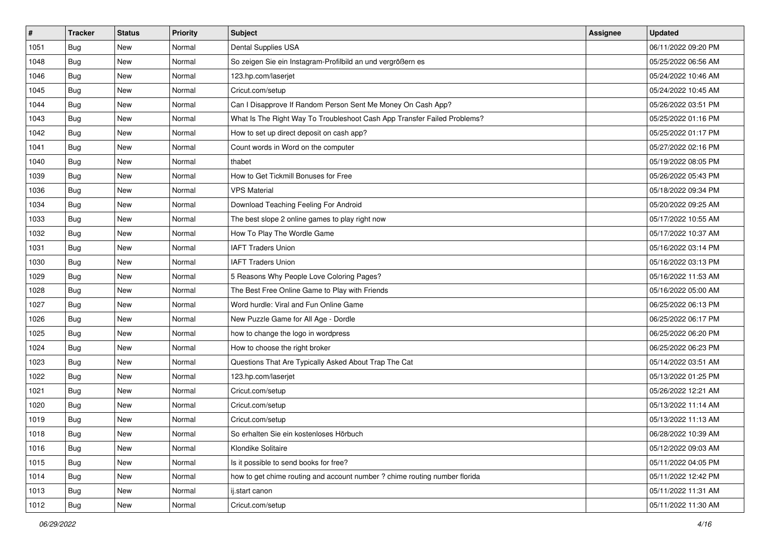| # | Tracker | Status | Priority | Subject | Assignee | Updated |
|---|---|---|---|---|---|---|
| 1051 | Bug | New | Normal | Dental Supplies USA | | 06/11/2022 09:20 PM |
| 1048 | Bug | New | Normal | So zeigen Sie ein Instagram-Profilbild an und vergrößern es | | 05/25/2022 06:56 AM |
| 1046 | Bug | New | Normal | 123.hp.com/laserjet | | 05/24/2022 10:46 AM |
| 1045 | Bug | New | Normal | Cricut.com/setup | | 05/24/2022 10:45 AM |
| 1044 | Bug | New | Normal | Can I Disapprove If Random Person Sent Me Money On Cash App? | | 05/26/2022 03:51 PM |
| 1043 | Bug | New | Normal | What Is The Right Way To Troubleshoot Cash App Transfer Failed Problems? | | 05/25/2022 01:16 PM |
| 1042 | Bug | New | Normal | How to set up direct deposit on cash app? | | 05/25/2022 01:17 PM |
| 1041 | Bug | New | Normal | Count words in Word on the computer | | 05/27/2022 02:16 PM |
| 1040 | Bug | New | Normal | thabet | | 05/19/2022 08:05 PM |
| 1039 | Bug | New | Normal | How to Get Tickmill Bonuses for Free | | 05/26/2022 05:43 PM |
| 1036 | Bug | New | Normal | VPS Material | | 05/18/2022 09:34 PM |
| 1034 | Bug | New | Normal | Download Teaching Feeling For Android | | 05/20/2022 09:25 AM |
| 1033 | Bug | New | Normal | The best slope 2 online games to play right now | | 05/17/2022 10:55 AM |
| 1032 | Bug | New | Normal | How To Play The Wordle Game | | 05/17/2022 10:37 AM |
| 1031 | Bug | New | Normal | IAFT Traders Union | | 05/16/2022 03:14 PM |
| 1030 | Bug | New | Normal | IAFT Traders Union | | 05/16/2022 03:13 PM |
| 1029 | Bug | New | Normal | 5 Reasons Why People Love Coloring Pages? | | 05/16/2022 11:53 AM |
| 1028 | Bug | New | Normal | The Best Free Online Game to Play with Friends | | 05/16/2022 05:00 AM |
| 1027 | Bug | New | Normal | Word hurdle: Viral and Fun Online Game | | 06/25/2022 06:13 PM |
| 1026 | Bug | New | Normal | New Puzzle Game for All Age - Dordle | | 06/25/2022 06:17 PM |
| 1025 | Bug | New | Normal | how to change the logo in wordpress | | 06/25/2022 06:20 PM |
| 1024 | Bug | New | Normal | How to choose the right broker | | 06/25/2022 06:23 PM |
| 1023 | Bug | New | Normal | Questions That Are Typically Asked About Trap The Cat | | 05/14/2022 03:51 AM |
| 1022 | Bug | New | Normal | 123.hp.com/laserjet | | 05/13/2022 01:25 PM |
| 1021 | Bug | New | Normal | Cricut.com/setup | | 05/26/2022 12:21 AM |
| 1020 | Bug | New | Normal | Cricut.com/setup | | 05/13/2022 11:14 AM |
| 1019 | Bug | New | Normal | Cricut.com/setup | | 05/13/2022 11:13 AM |
| 1018 | Bug | New | Normal | So erhalten Sie ein kostenloses Hörbuch | | 06/28/2022 10:39 AM |
| 1016 | Bug | New | Normal | Klondike Solitaire | | 05/12/2022 09:03 AM |
| 1015 | Bug | New | Normal | Is it possible to send books for free? | | 05/11/2022 04:05 PM |
| 1014 | Bug | New | Normal | how to get chime routing and account number ? chime routing number florida | | 05/11/2022 12:42 PM |
| 1013 | Bug | New | Normal | ij.start canon | | 05/11/2022 11:31 AM |
| 1012 | Bug | New | Normal | Cricut.com/setup | | 05/11/2022 11:30 AM |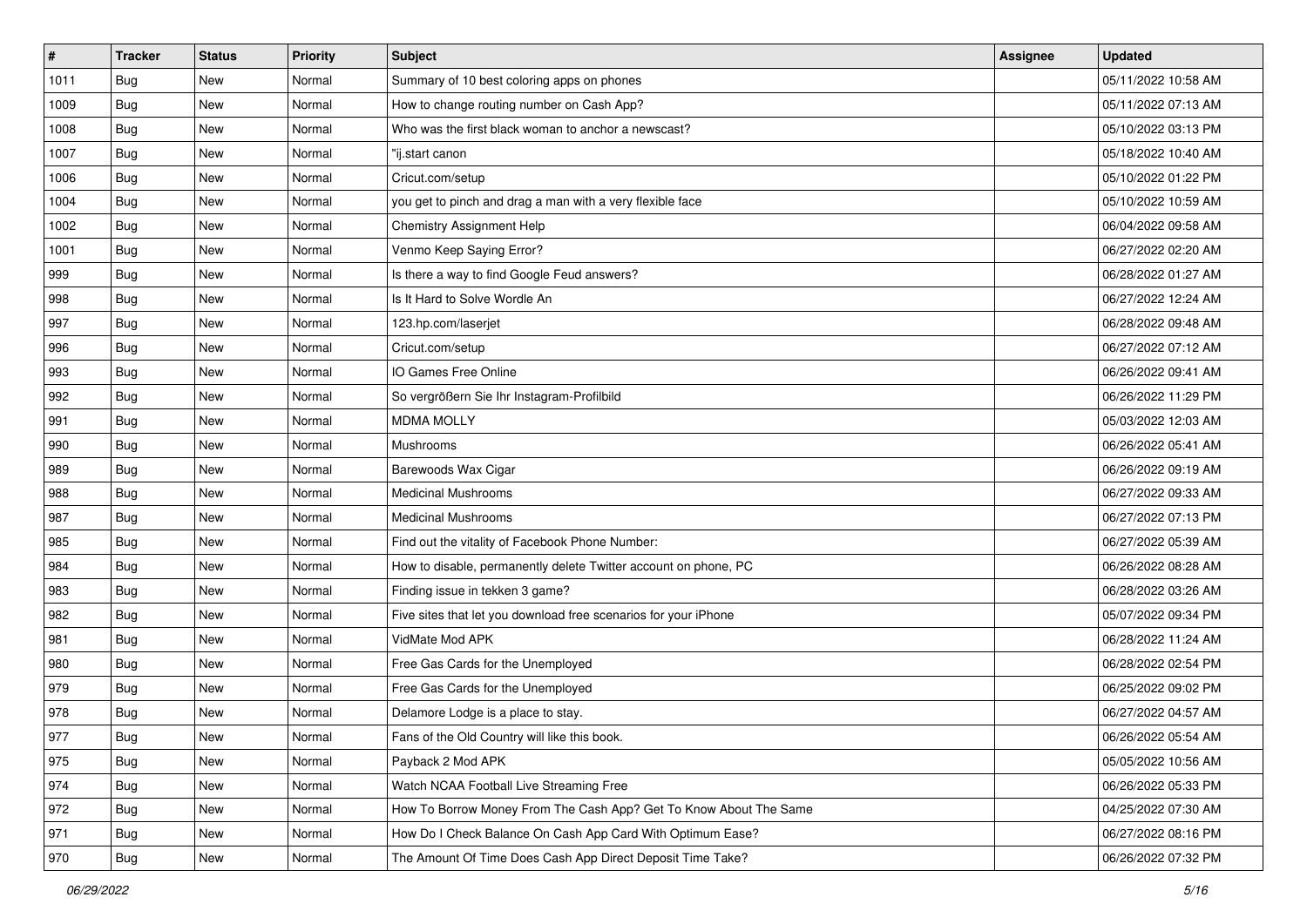| # | Tracker | Status | Priority | Subject | Assignee | Updated |
|---|---|---|---|---|---|---|
| 1011 | Bug | New | Normal | Summary of 10 best coloring apps on phones | | 05/11/2022 10:58 AM |
| 1009 | Bug | New | Normal | How to change routing number on Cash App? | | 05/11/2022 07:13 AM |
| 1008 | Bug | New | Normal | Who was the first black woman to anchor a newscast? | | 05/10/2022 03:13 PM |
| 1007 | Bug | New | Normal | "ij.start canon | | 05/18/2022 10:40 AM |
| 1006 | Bug | New | Normal | Cricut.com/setup | | 05/10/2022 01:22 PM |
| 1004 | Bug | New | Normal | you get to pinch and drag a man with a very flexible face | | 05/10/2022 10:59 AM |
| 1002 | Bug | New | Normal | Chemistry Assignment Help | | 06/04/2022 09:58 AM |
| 1001 | Bug | New | Normal | Venmo Keep Saying Error? | | 06/27/2022 02:20 AM |
| 999 | Bug | New | Normal | Is there a way to find Google Feud answers? | | 06/28/2022 01:27 AM |
| 998 | Bug | New | Normal | Is It Hard to Solve Wordle An | | 06/27/2022 12:24 AM |
| 997 | Bug | New | Normal | 123.hp.com/laserjet | | 06/28/2022 09:48 AM |
| 996 | Bug | New | Normal | Cricut.com/setup | | 06/27/2022 07:12 AM |
| 993 | Bug | New | Normal | IO Games Free Online | | 06/26/2022 09:41 AM |
| 992 | Bug | New | Normal | So vergrößern Sie Ihr Instagram-Profilbild | | 06/26/2022 11:29 PM |
| 991 | Bug | New | Normal | MDMA MOLLY | | 05/03/2022 12:03 AM |
| 990 | Bug | New | Normal | Mushrooms | | 06/26/2022 05:41 AM |
| 989 | Bug | New | Normal | Barewoods Wax Cigar | | 06/26/2022 09:19 AM |
| 988 | Bug | New | Normal | Medicinal Mushrooms | | 06/27/2022 09:33 AM |
| 987 | Bug | New | Normal | Medicinal Mushrooms | | 06/27/2022 07:13 PM |
| 985 | Bug | New | Normal | Find out the vitality of Facebook Phone Number: | | 06/27/2022 05:39 AM |
| 984 | Bug | New | Normal | How to disable, permanently delete Twitter account on phone, PC | | 06/26/2022 08:28 AM |
| 983 | Bug | New | Normal | Finding issue in tekken 3 game? | | 06/28/2022 03:26 AM |
| 982 | Bug | New | Normal | Five sites that let you download free scenarios for your iPhone | | 05/07/2022 09:34 PM |
| 981 | Bug | New | Normal | VidMate Mod APK | | 06/28/2022 11:24 AM |
| 980 | Bug | New | Normal | Free Gas Cards for the Unemployed | | 06/28/2022 02:54 PM |
| 979 | Bug | New | Normal | Free Gas Cards for the Unemployed | | 06/25/2022 09:02 PM |
| 978 | Bug | New | Normal | Delamore Lodge is a place to stay. | | 06/27/2022 04:57 AM |
| 977 | Bug | New | Normal | Fans of the Old Country will like this book. | | 06/26/2022 05:54 AM |
| 975 | Bug | New | Normal | Payback 2 Mod APK | | 05/05/2022 10:56 AM |
| 974 | Bug | New | Normal | Watch NCAA Football Live Streaming Free | | 06/26/2022 05:33 PM |
| 972 | Bug | New | Normal | How To Borrow Money From The Cash App? Get To Know About The Same | | 04/25/2022 07:30 AM |
| 971 | Bug | New | Normal | How Do I Check Balance On Cash App Card With Optimum Ease? | | 06/27/2022 08:16 PM |
| 970 | Bug | New | Normal | The Amount Of Time Does Cash App Direct Deposit Time Take? | | 06/26/2022 07:32 PM |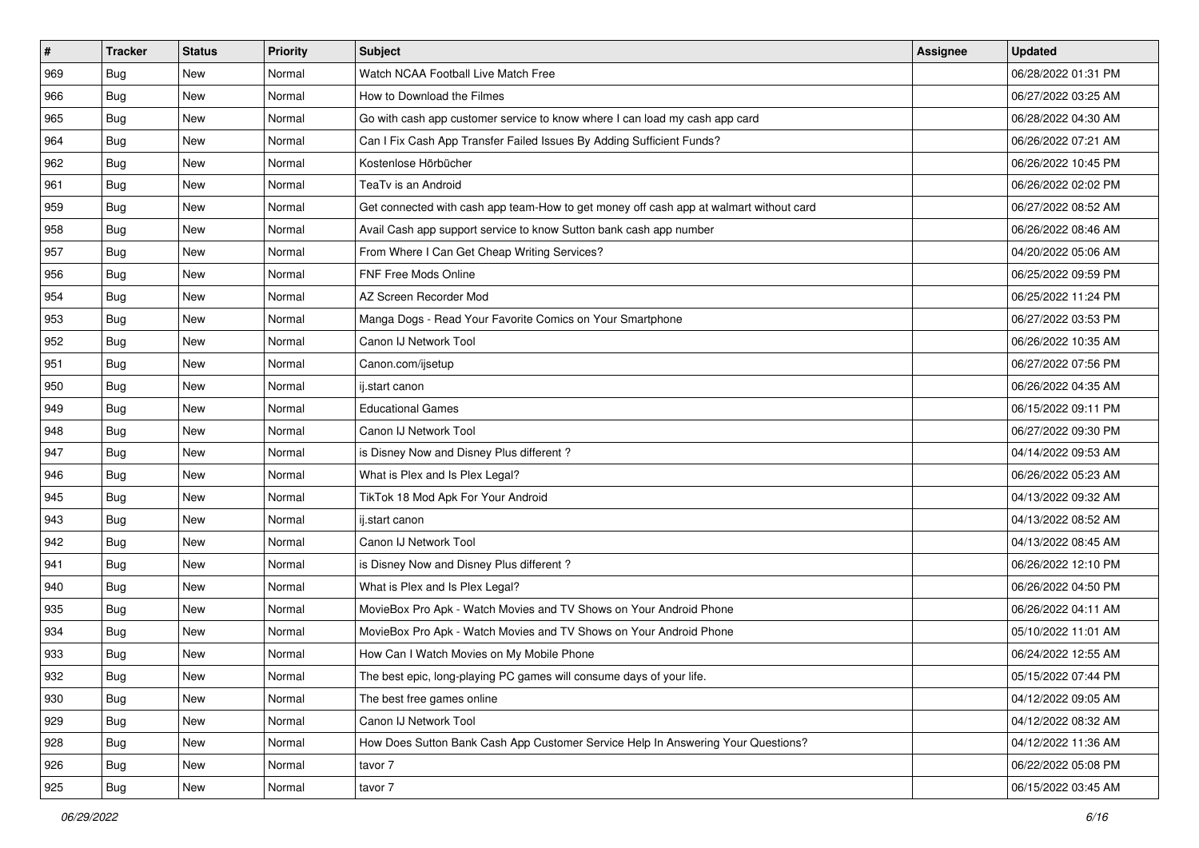| # | Tracker | Status | Priority | Subject | Assignee | Updated |
|---|---|---|---|---|---|---|
| 969 | Bug | New | Normal | Watch NCAA Football Live Match Free | | 06/28/2022 01:31 PM |
| 966 | Bug | New | Normal | How to Download the Filmes | | 06/27/2022 03:25 AM |
| 965 | Bug | New | Normal | Go with cash app customer service to know where I can load my cash app card | | 06/28/2022 04:30 AM |
| 964 | Bug | New | Normal | Can I Fix Cash App Transfer Failed Issues By Adding Sufficient Funds? | | 06/26/2022 07:21 AM |
| 962 | Bug | New | Normal | Kostenlose Hörbücher | | 06/26/2022 10:45 PM |
| 961 | Bug | New | Normal | TeaTv is an Android | | 06/26/2022 02:02 PM |
| 959 | Bug | New | Normal | Get connected with cash app team-How to get money off cash app at walmart without card | | 06/27/2022 08:52 AM |
| 958 | Bug | New | Normal | Avail Cash app support service to know Sutton bank cash app number | | 06/26/2022 08:46 AM |
| 957 | Bug | New | Normal | From Where I Can Get Cheap Writing Services? | | 04/20/2022 05:06 AM |
| 956 | Bug | New | Normal | FNF Free Mods Online | | 06/25/2022 09:59 PM |
| 954 | Bug | New | Normal | AZ Screen Recorder Mod | | 06/25/2022 11:24 PM |
| 953 | Bug | New | Normal | Manga Dogs - Read Your Favorite Comics on Your Smartphone | | 06/27/2022 03:53 PM |
| 952 | Bug | New | Normal | Canon IJ Network Tool | | 06/26/2022 10:35 AM |
| 951 | Bug | New | Normal | Canon.com/ijsetup | | 06/27/2022 07:56 PM |
| 950 | Bug | New | Normal | ij.start canon | | 06/26/2022 04:35 AM |
| 949 | Bug | New | Normal | Educational Games | | 06/15/2022 09:11 PM |
| 948 | Bug | New | Normal | Canon IJ Network Tool | | 06/27/2022 09:30 PM |
| 947 | Bug | New | Normal | is Disney Now and Disney Plus different ? | | 04/14/2022 09:53 AM |
| 946 | Bug | New | Normal | What is Plex and Is Plex Legal? | | 06/26/2022 05:23 AM |
| 945 | Bug | New | Normal | TikTok 18 Mod Apk For Your Android | | 04/13/2022 09:32 AM |
| 943 | Bug | New | Normal | ij.start canon | | 04/13/2022 08:52 AM |
| 942 | Bug | New | Normal | Canon IJ Network Tool | | 04/13/2022 08:45 AM |
| 941 | Bug | New | Normal | is Disney Now and Disney Plus different ? | | 06/26/2022 12:10 PM |
| 940 | Bug | New | Normal | What is Plex and Is Plex Legal? | | 06/26/2022 04:50 PM |
| 935 | Bug | New | Normal | MovieBox Pro Apk - Watch Movies and TV Shows on Your Android Phone | | 06/26/2022 04:11 AM |
| 934 | Bug | New | Normal | MovieBox Pro Apk - Watch Movies and TV Shows on Your Android Phone | | 05/10/2022 11:01 AM |
| 933 | Bug | New | Normal | How Can I Watch Movies on My Mobile Phone | | 06/24/2022 12:55 AM |
| 932 | Bug | New | Normal | The best epic, long-playing PC games will consume days of your life. | | 05/15/2022 07:44 PM |
| 930 | Bug | New | Normal | The best free games online | | 04/12/2022 09:05 AM |
| 929 | Bug | New | Normal | Canon IJ Network Tool | | 04/12/2022 08:32 AM |
| 928 | Bug | New | Normal | How Does Sutton Bank Cash App Customer Service Help In Answering Your Questions? | | 04/12/2022 11:36 AM |
| 926 | Bug | New | Normal | tavor 7 | | 06/22/2022 05:08 PM |
| 925 | Bug | New | Normal | tavor 7 | | 06/15/2022 03:45 AM |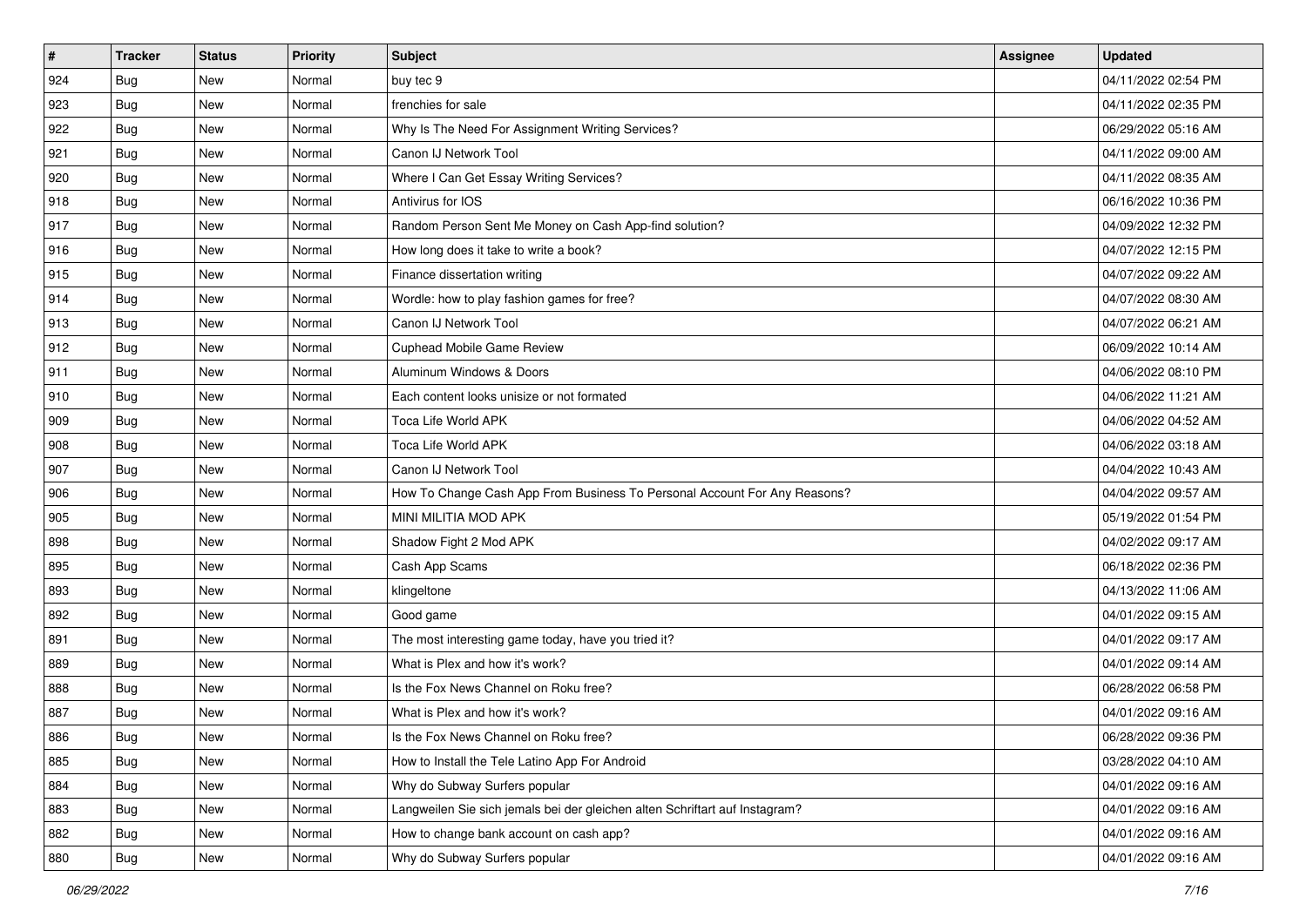| # | Tracker | Status | Priority | Subject | Assignee | Updated |
|---|---|---|---|---|---|---|
| 924 | Bug | New | Normal | buy tec 9 | | 04/11/2022 02:54 PM |
| 923 | Bug | New | Normal | frenchies for sale | | 04/11/2022 02:35 PM |
| 922 | Bug | New | Normal | Why Is The Need For Assignment Writing Services? | | 06/29/2022 05:16 AM |
| 921 | Bug | New | Normal | Canon IJ Network Tool | | 04/11/2022 09:00 AM |
| 920 | Bug | New | Normal | Where I Can Get Essay Writing Services? | | 04/11/2022 08:35 AM |
| 918 | Bug | New | Normal | Antivirus for IOS | | 06/16/2022 10:36 PM |
| 917 | Bug | New | Normal | Random Person Sent Me Money on Cash App-find solution? | | 04/09/2022 12:32 PM |
| 916 | Bug | New | Normal | How long does it take to write a book? | | 04/07/2022 12:15 PM |
| 915 | Bug | New | Normal | Finance dissertation writing | | 04/07/2022 09:22 AM |
| 914 | Bug | New | Normal | Wordle: how to play fashion games for free? | | 04/07/2022 08:30 AM |
| 913 | Bug | New | Normal | Canon IJ Network Tool | | 04/07/2022 06:21 AM |
| 912 | Bug | New | Normal | Cuphead Mobile Game Review | | 06/09/2022 10:14 AM |
| 911 | Bug | New | Normal | Aluminum Windows & Doors | | 04/06/2022 08:10 PM |
| 910 | Bug | New | Normal | Each content looks unisize or not formated | | 04/06/2022 11:21 AM |
| 909 | Bug | New | Normal | Toca Life World APK | | 04/06/2022 04:52 AM |
| 908 | Bug | New | Normal | Toca Life World APK | | 04/06/2022 03:18 AM |
| 907 | Bug | New | Normal | Canon IJ Network Tool | | 04/04/2022 10:43 AM |
| 906 | Bug | New | Normal | How To Change Cash App From Business To Personal Account For Any Reasons? | | 04/04/2022 09:57 AM |
| 905 | Bug | New | Normal | MINI MILITIA MOD APK | | 05/19/2022 01:54 PM |
| 898 | Bug | New | Normal | Shadow Fight 2 Mod APK | | 04/02/2022 09:17 AM |
| 895 | Bug | New | Normal | Cash App Scams | | 06/18/2022 02:36 PM |
| 893 | Bug | New | Normal | klingeltone | | 04/13/2022 11:06 AM |
| 892 | Bug | New | Normal | Good game | | 04/01/2022 09:15 AM |
| 891 | Bug | New | Normal | The most interesting game today, have you tried it? | | 04/01/2022 09:17 AM |
| 889 | Bug | New | Normal | What is Plex and how it's work? | | 04/01/2022 09:14 AM |
| 888 | Bug | New | Normal | Is the Fox News Channel on Roku free? | | 06/28/2022 06:58 PM |
| 887 | Bug | New | Normal | What is Plex and how it's work? | | 04/01/2022 09:16 AM |
| 886 | Bug | New | Normal | Is the Fox News Channel on Roku free? | | 06/28/2022 09:36 PM |
| 885 | Bug | New | Normal | How to Install the Tele Latino App For Android | | 03/28/2022 04:10 AM |
| 884 | Bug | New | Normal | Why do Subway Surfers popular | | 04/01/2022 09:16 AM |
| 883 | Bug | New | Normal | Langweilen Sie sich jemals bei der gleichen alten Schriftart auf Instagram? | | 04/01/2022 09:16 AM |
| 882 | Bug | New | Normal | How to change bank account on cash app? | | 04/01/2022 09:16 AM |
| 880 | Bug | New | Normal | Why do Subway Surfers popular | | 04/01/2022 09:16 AM |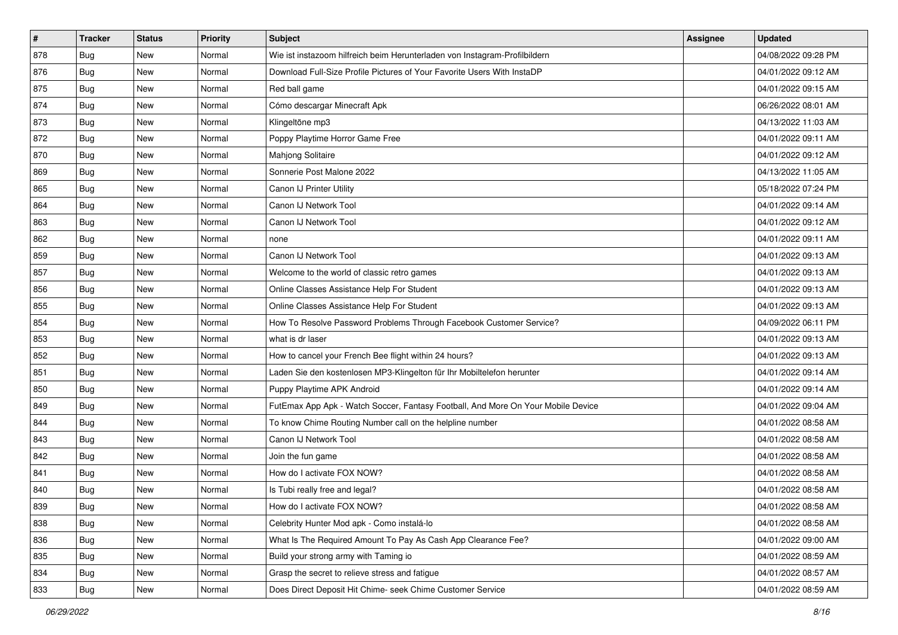| # | Tracker | Status | Priority | Subject | Assignee | Updated |
|---|---|---|---|---|---|---|
| 878 | Bug | New | Normal | Wie ist instazoom hilfreich beim Herunterladen von Instagram-Profilbildern | | 04/08/2022 09:28 PM |
| 876 | Bug | New | Normal | Download Full-Size Profile Pictures of Your Favorite Users With InstaDP | | 04/01/2022 09:12 AM |
| 875 | Bug | New | Normal | Red ball game | | 04/01/2022 09:15 AM |
| 874 | Bug | New | Normal | Cómo descargar Minecraft Apk | | 06/26/2022 08:01 AM |
| 873 | Bug | New | Normal | Klingeltöne mp3 | | 04/13/2022 11:03 AM |
| 872 | Bug | New | Normal | Poppy Playtime Horror Game Free | | 04/01/2022 09:11 AM |
| 870 | Bug | New | Normal | Mahjong Solitaire | | 04/01/2022 09:12 AM |
| 869 | Bug | New | Normal | Sonnerie Post Malone 2022 | | 04/13/2022 11:05 AM |
| 865 | Bug | New | Normal | Canon IJ Printer Utility | | 05/18/2022 07:24 PM |
| 864 | Bug | New | Normal | Canon IJ Network Tool | | 04/01/2022 09:14 AM |
| 863 | Bug | New | Normal | Canon IJ Network Tool | | 04/01/2022 09:12 AM |
| 862 | Bug | New | Normal | none | | 04/01/2022 09:11 AM |
| 859 | Bug | New | Normal | Canon IJ Network Tool | | 04/01/2022 09:13 AM |
| 857 | Bug | New | Normal | Welcome to the world of classic retro games | | 04/01/2022 09:13 AM |
| 856 | Bug | New | Normal | Online Classes Assistance Help For Student | | 04/01/2022 09:13 AM |
| 855 | Bug | New | Normal | Online Classes Assistance Help For Student | | 04/01/2022 09:13 AM |
| 854 | Bug | New | Normal | How To Resolve Password Problems Through Facebook Customer Service? | | 04/09/2022 06:11 PM |
| 853 | Bug | New | Normal | what is dr laser | | 04/01/2022 09:13 AM |
| 852 | Bug | New | Normal | How to cancel your French Bee flight within 24 hours? | | 04/01/2022 09:13 AM |
| 851 | Bug | New | Normal | Laden Sie den kostenlosen MP3-Klingelton für Ihr Mobiltelefon herunter | | 04/01/2022 09:14 AM |
| 850 | Bug | New | Normal | Puppy Playtime APK Android | | 04/01/2022 09:14 AM |
| 849 | Bug | New | Normal | FutEmax App Apk - Watch Soccer, Fantasy Football, And More On Your Mobile Device | | 04/01/2022 09:04 AM |
| 844 | Bug | New | Normal | To know Chime Routing Number call on the helpline number | | 04/01/2022 08:58 AM |
| 843 | Bug | New | Normal | Canon IJ Network Tool | | 04/01/2022 08:58 AM |
| 842 | Bug | New | Normal | Join the fun game | | 04/01/2022 08:58 AM |
| 841 | Bug | New | Normal | How do I activate FOX NOW? | | 04/01/2022 08:58 AM |
| 840 | Bug | New | Normal | Is Tubi really free and legal? | | 04/01/2022 08:58 AM |
| 839 | Bug | New | Normal | How do I activate FOX NOW? | | 04/01/2022 08:58 AM |
| 838 | Bug | New | Normal | Celebrity Hunter Mod apk - Como instalá-lo | | 04/01/2022 08:58 AM |
| 836 | Bug | New | Normal | What Is The Required Amount To Pay As Cash App Clearance Fee? | | 04/01/2022 09:00 AM |
| 835 | Bug | New | Normal | Build your strong army with Taming io | | 04/01/2022 08:59 AM |
| 834 | Bug | New | Normal | Grasp the secret to relieve stress and fatigue | | 04/01/2022 08:57 AM |
| 833 | Bug | New | Normal | Does Direct Deposit Hit Chime- seek Chime Customer Service | | 04/01/2022 08:59 AM |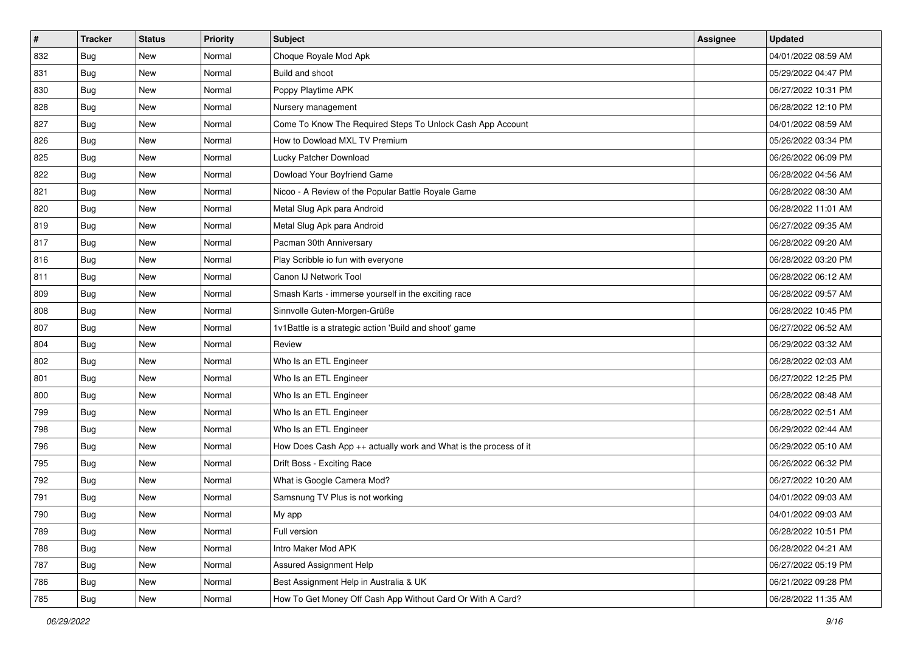| # | Tracker | Status | Priority | Subject | Assignee | Updated |
| --- | --- | --- | --- | --- | --- | --- |
| 832 | Bug | New | Normal | Choque Royale Mod Apk | | 04/01/2022 08:59 AM |
| 831 | Bug | New | Normal | Build and shoot | | 05/29/2022 04:47 PM |
| 830 | Bug | New | Normal | Poppy Playtime APK | | 06/27/2022 10:31 PM |
| 828 | Bug | New | Normal | Nursery management | | 06/28/2022 12:10 PM |
| 827 | Bug | New | Normal | Come To Know The Required Steps To Unlock Cash App Account | | 04/01/2022 08:59 AM |
| 826 | Bug | New | Normal | How to Dowload MXL TV Premium | | 05/26/2022 03:34 PM |
| 825 | Bug | New | Normal | Lucky Patcher Download | | 06/26/2022 06:09 PM |
| 822 | Bug | New | Normal | Dowload Your Boyfriend Game | | 06/28/2022 04:56 AM |
| 821 | Bug | New | Normal | Nicoo - A Review of the Popular Battle Royale Game | | 06/28/2022 08:30 AM |
| 820 | Bug | New | Normal | Metal Slug Apk para Android | | 06/28/2022 11:01 AM |
| 819 | Bug | New | Normal | Metal Slug Apk para Android | | 06/27/2022 09:35 AM |
| 817 | Bug | New | Normal | Pacman 30th Anniversary | | 06/28/2022 09:20 AM |
| 816 | Bug | New | Normal | Play Scribble io fun with everyone | | 06/28/2022 03:20 PM |
| 811 | Bug | New | Normal | Canon IJ Network Tool | | 06/28/2022 06:12 AM |
| 809 | Bug | New | Normal | Smash Karts - immerse yourself in the exciting race | | 06/28/2022 09:57 AM |
| 808 | Bug | New | Normal | Sinnvolle Guten-Morgen-Grüße | | 06/28/2022 10:45 PM |
| 807 | Bug | New | Normal | 1v1Battle is a strategic action 'Build and shoot' game | | 06/27/2022 06:52 AM |
| 804 | Bug | New | Normal | Review | | 06/29/2022 03:32 AM |
| 802 | Bug | New | Normal | Who Is an ETL Engineer | | 06/28/2022 02:03 AM |
| 801 | Bug | New | Normal | Who Is an ETL Engineer | | 06/27/2022 12:25 PM |
| 800 | Bug | New | Normal | Who Is an ETL Engineer | | 06/28/2022 08:48 AM |
| 799 | Bug | New | Normal | Who Is an ETL Engineer | | 06/28/2022 02:51 AM |
| 798 | Bug | New | Normal | Who Is an ETL Engineer | | 06/29/2022 02:44 AM |
| 796 | Bug | New | Normal | How Does Cash App ++ actually work and What is the process of it | | 06/29/2022 05:10 AM |
| 795 | Bug | New | Normal | Drift Boss - Exciting Race | | 06/26/2022 06:32 PM |
| 792 | Bug | New | Normal | What is Google Camera Mod? | | 06/27/2022 10:20 AM |
| 791 | Bug | New | Normal | Samsnung TV Plus is not working | | 04/01/2022 09:03 AM |
| 790 | Bug | New | Normal | My app | | 04/01/2022 09:03 AM |
| 789 | Bug | New | Normal | Full version | | 06/28/2022 10:51 PM |
| 788 | Bug | New | Normal | Intro Maker Mod APK | | 06/28/2022 04:21 AM |
| 787 | Bug | New | Normal | Assured Assignment Help | | 06/27/2022 05:19 PM |
| 786 | Bug | New | Normal | Best Assignment Help in Australia & UK | | 06/21/2022 09:28 PM |
| 785 | Bug | New | Normal | How To Get Money Off Cash App Without Card Or With A Card? | | 06/28/2022 11:35 AM |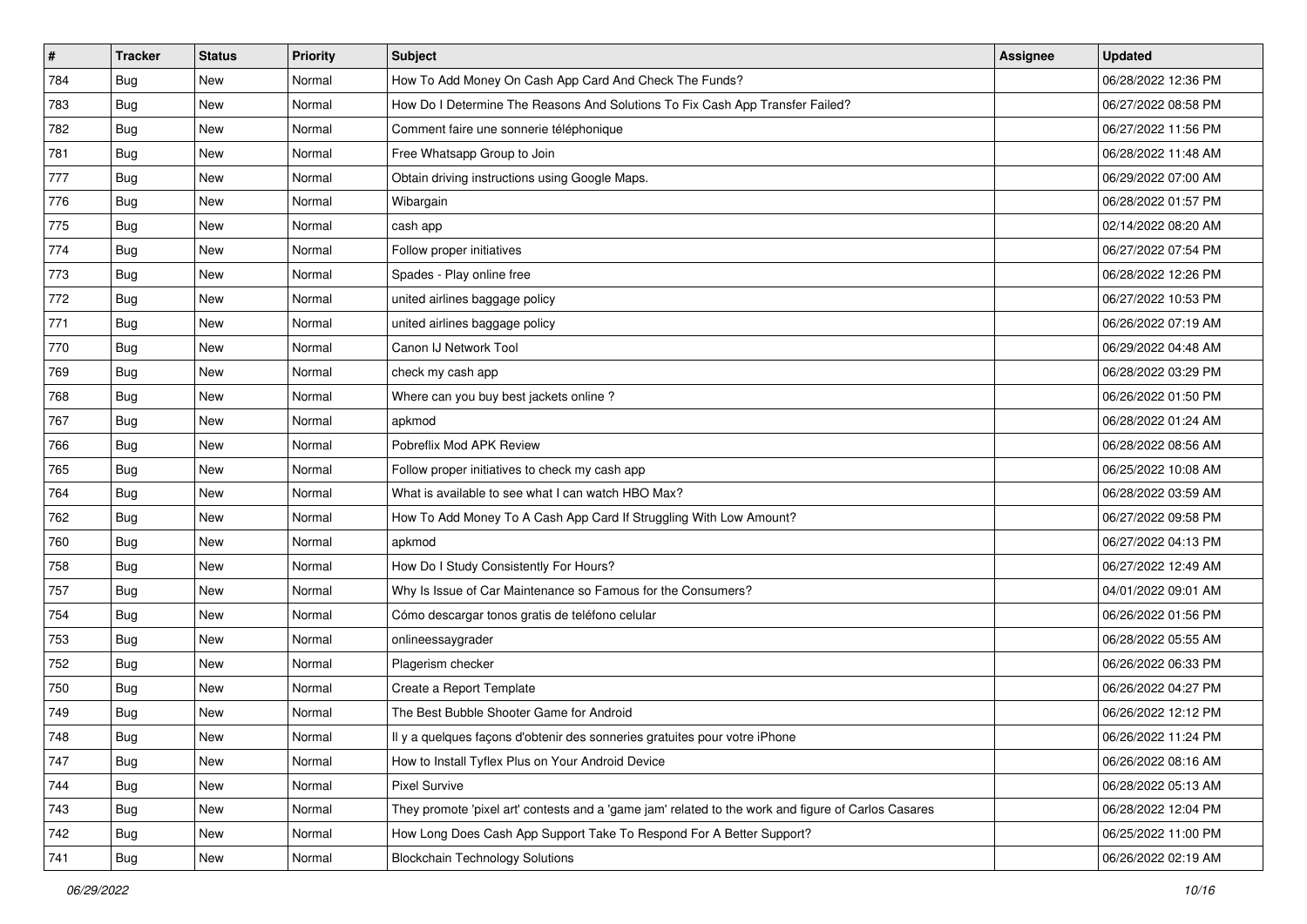| # | Tracker | Status | Priority | Subject | Assignee | Updated |
|---|---|---|---|---|---|---|
| 784 | Bug | New | Normal | How To Add Money On Cash App Card And Check The Funds? | | 06/28/2022 12:36 PM |
| 783 | Bug | New | Normal | How Do I Determine The Reasons And Solutions To Fix Cash App Transfer Failed? | | 06/27/2022 08:58 PM |
| 782 | Bug | New | Normal | Comment faire une sonnerie téléphonique | | 06/27/2022 11:56 PM |
| 781 | Bug | New | Normal | Free Whatsapp Group to Join | | 06/28/2022 11:48 AM |
| 777 | Bug | New | Normal | Obtain driving instructions using Google Maps. | | 06/29/2022 07:00 AM |
| 776 | Bug | New | Normal | Wibargain | | 06/28/2022 01:57 PM |
| 775 | Bug | New | Normal | cash app | | 02/14/2022 08:20 AM |
| 774 | Bug | New | Normal | Follow proper initiatives | | 06/27/2022 07:54 PM |
| 773 | Bug | New | Normal | Spades - Play online free | | 06/28/2022 12:26 PM |
| 772 | Bug | New | Normal | united airlines baggage policy | | 06/27/2022 10:53 PM |
| 771 | Bug | New | Normal | united airlines baggage policy | | 06/26/2022 07:19 AM |
| 770 | Bug | New | Normal | Canon IJ Network Tool | | 06/29/2022 04:48 AM |
| 769 | Bug | New | Normal | check my cash app | | 06/28/2022 03:29 PM |
| 768 | Bug | New | Normal | Where can you buy best jackets online ? | | 06/26/2022 01:50 PM |
| 767 | Bug | New | Normal | apkmod | | 06/28/2022 01:24 AM |
| 766 | Bug | New | Normal | Pobreflix Mod APK Review | | 06/28/2022 08:56 AM |
| 765 | Bug | New | Normal | Follow proper initiatives to check my cash app | | 06/25/2022 10:08 AM |
| 764 | Bug | New | Normal | What is available to see what I can watch HBO Max? | | 06/28/2022 03:59 AM |
| 762 | Bug | New | Normal | How To Add Money To A Cash App Card If Struggling With Low Amount? | | 06/27/2022 09:58 PM |
| 760 | Bug | New | Normal | apkmod | | 06/27/2022 04:13 PM |
| 758 | Bug | New | Normal | How Do I Study Consistently For Hours? | | 06/27/2022 12:49 AM |
| 757 | Bug | New | Normal | Why Is Issue of Car Maintenance so Famous for the Consumers? | | 04/01/2022 09:01 AM |
| 754 | Bug | New | Normal | Cómo descargar tonos gratis de teléfono celular | | 06/26/2022 01:56 PM |
| 753 | Bug | New | Normal | onlineessaygrader | | 06/28/2022 05:55 AM |
| 752 | Bug | New | Normal | Plagerism checker | | 06/26/2022 06:33 PM |
| 750 | Bug | New | Normal | Create a Report Template | | 06/26/2022 04:27 PM |
| 749 | Bug | New | Normal | The Best Bubble Shooter Game for Android | | 06/26/2022 12:12 PM |
| 748 | Bug | New | Normal | Il y a quelques façons d'obtenir des sonneries gratuites pour votre iPhone | | 06/26/2022 11:24 PM |
| 747 | Bug | New | Normal | How to Install Tyflex Plus on Your Android Device | | 06/26/2022 08:16 AM |
| 744 | Bug | New | Normal | Pixel Survive | | 06/28/2022 05:13 AM |
| 743 | Bug | New | Normal | They promote 'pixel art' contests and a 'game jam' related to the work and figure of Carlos Casares | | 06/28/2022 12:04 PM |
| 742 | Bug | New | Normal | How Long Does Cash App Support Take To Respond For A Better Support? | | 06/25/2022 11:00 PM |
| 741 | Bug | New | Normal | Blockchain Technology Solutions | | 06/26/2022 02:19 AM |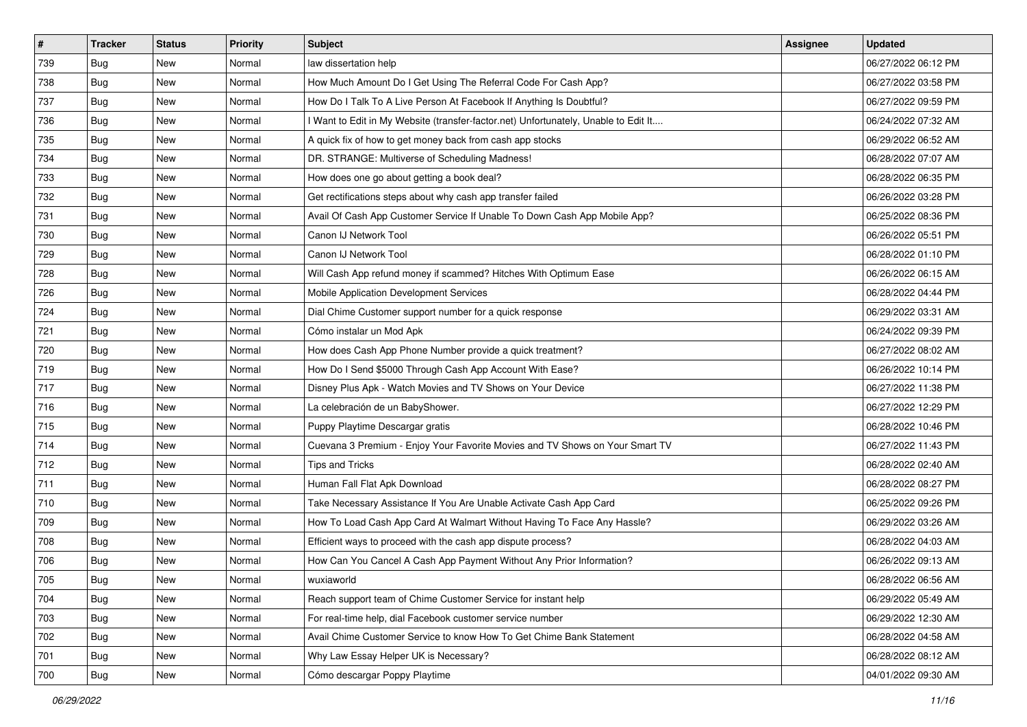| # | Tracker | Status | Priority | Subject | Assignee | Updated |
|---|---|---|---|---|---|---|
| 739 | Bug | New | Normal | law dissertation help | | 06/27/2022 06:12 PM |
| 738 | Bug | New | Normal | How Much Amount Do I Get Using The Referral Code For Cash App? | | 06/27/2022 03:58 PM |
| 737 | Bug | New | Normal | How Do I Talk To A Live Person At Facebook If Anything Is Doubtful? | | 06/27/2022 09:59 PM |
| 736 | Bug | New | Normal | I Want to Edit in My Website (transfer-factor.net) Unfortunately, Unable to Edit It.... | | 06/24/2022 07:32 AM |
| 735 | Bug | New | Normal | A quick fix of how to get money back from cash app stocks | | 06/29/2022 06:52 AM |
| 734 | Bug | New | Normal | DR. STRANGE: Multiverse of Scheduling Madness! | | 06/28/2022 07:07 AM |
| 733 | Bug | New | Normal | How does one go about getting a book deal? | | 06/28/2022 06:35 PM |
| 732 | Bug | New | Normal | Get rectifications steps about why cash app transfer failed | | 06/26/2022 03:28 PM |
| 731 | Bug | New | Normal | Avail Of Cash App Customer Service If Unable To Down Cash App Mobile App? | | 06/25/2022 08:36 PM |
| 730 | Bug | New | Normal | Canon IJ Network Tool | | 06/26/2022 05:51 PM |
| 729 | Bug | New | Normal | Canon IJ Network Tool | | 06/28/2022 01:10 PM |
| 728 | Bug | New | Normal | Will Cash App refund money if scammed? Hitches With Optimum Ease | | 06/26/2022 06:15 AM |
| 726 | Bug | New | Normal | Mobile Application Development Services | | 06/28/2022 04:44 PM |
| 724 | Bug | New | Normal | Dial Chime Customer support number for a quick response | | 06/29/2022 03:31 AM |
| 721 | Bug | New | Normal | Cómo instalar un Mod Apk | | 06/24/2022 09:39 PM |
| 720 | Bug | New | Normal | How does Cash App Phone Number provide a quick treatment? | | 06/27/2022 08:02 AM |
| 719 | Bug | New | Normal | How Do I Send $5000 Through Cash App Account With Ease? | | 06/26/2022 10:14 PM |
| 717 | Bug | New | Normal | Disney Plus Apk - Watch Movies and TV Shows on Your Device | | 06/27/2022 11:38 PM |
| 716 | Bug | New | Normal | La celebración de un BabyShower. | | 06/27/2022 12:29 PM |
| 715 | Bug | New | Normal | Puppy Playtime Descargar gratis | | 06/28/2022 10:46 PM |
| 714 | Bug | New | Normal | Cuevana 3 Premium - Enjoy Your Favorite Movies and TV Shows on Your Smart TV | | 06/27/2022 11:43 PM |
| 712 | Bug | New | Normal | Tips and Tricks | | 06/28/2022 02:40 AM |
| 711 | Bug | New | Normal | Human Fall Flat Apk Download | | 06/28/2022 08:27 PM |
| 710 | Bug | New | Normal | Take Necessary Assistance If You Are Unable Activate Cash App Card | | 06/25/2022 09:26 PM |
| 709 | Bug | New | Normal | How To Load Cash App Card At Walmart Without Having To Face Any Hassle? | | 06/29/2022 03:26 AM |
| 708 | Bug | New | Normal | Efficient ways to proceed with the cash app dispute process? | | 06/28/2022 04:03 AM |
| 706 | Bug | New | Normal | How Can You Cancel A Cash App Payment Without Any Prior Information? | | 06/26/2022 09:13 AM |
| 705 | Bug | New | Normal | wuxiaworld | | 06/28/2022 06:56 AM |
| 704 | Bug | New | Normal | Reach support team of Chime Customer Service for instant help | | 06/29/2022 05:49 AM |
| 703 | Bug | New | Normal | For real-time help, dial Facebook customer service number | | 06/29/2022 12:30 AM |
| 702 | Bug | New | Normal | Avail Chime Customer Service to know How To Get Chime Bank Statement | | 06/28/2022 04:58 AM |
| 701 | Bug | New | Normal | Why Law Essay Helper UK is Necessary? | | 06/28/2022 08:12 AM |
| 700 | Bug | New | Normal | Cómo descargar Poppy Playtime | | 04/01/2022 09:30 AM |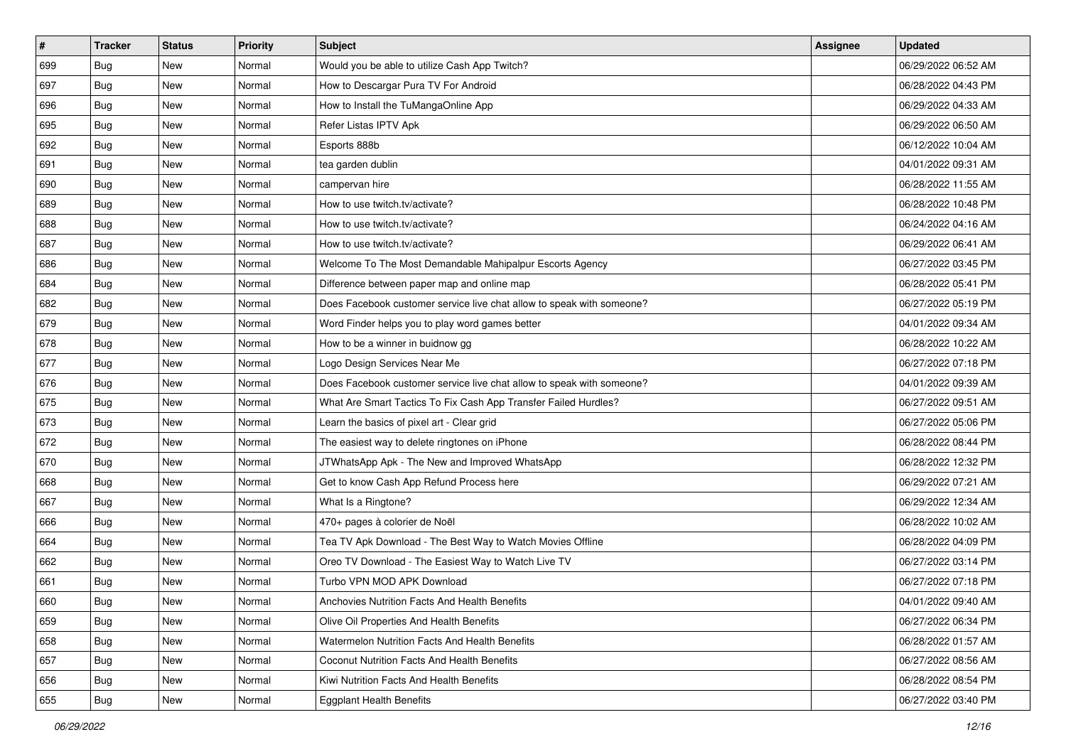| # | Tracker | Status | Priority | Subject | Assignee | Updated |
|---|---|---|---|---|---|---|
| 699 | Bug | New | Normal | Would you be able to utilize Cash App Twitch? | | 06/29/2022 06:52 AM |
| 697 | Bug | New | Normal | How to Descargar Pura TV For Android | | 06/28/2022 04:43 PM |
| 696 | Bug | New | Normal | How to Install the TuMangaOnline App | | 06/29/2022 04:33 AM |
| 695 | Bug | New | Normal | Refer Listas IPTV Apk | | 06/29/2022 06:50 AM |
| 692 | Bug | New | Normal | Esports 888b | | 06/12/2022 10:04 AM |
| 691 | Bug | New | Normal | tea garden dublin | | 04/01/2022 09:31 AM |
| 690 | Bug | New | Normal | campervan hire | | 06/28/2022 11:55 AM |
| 689 | Bug | New | Normal | How to use twitch.tv/activate? | | 06/28/2022 10:48 PM |
| 688 | Bug | New | Normal | How to use twitch.tv/activate? | | 06/24/2022 04:16 AM |
| 687 | Bug | New | Normal | How to use twitch.tv/activate? | | 06/29/2022 06:41 AM |
| 686 | Bug | New | Normal | Welcome To The Most Demandable Mahipalpur Escorts Agency | | 06/27/2022 03:45 PM |
| 684 | Bug | New | Normal | Difference between paper map and online map | | 06/28/2022 05:41 PM |
| 682 | Bug | New | Normal | Does Facebook customer service live chat allow to speak with someone? | | 06/27/2022 05:19 PM |
| 679 | Bug | New | Normal | Word Finder helps you to play word games better | | 04/01/2022 09:34 AM |
| 678 | Bug | New | Normal | How to be a winner in buidnow gg | | 06/28/2022 10:22 AM |
| 677 | Bug | New | Normal | Logo Design Services Near Me | | 06/27/2022 07:18 PM |
| 676 | Bug | New | Normal | Does Facebook customer service live chat allow to speak with someone? | | 04/01/2022 09:39 AM |
| 675 | Bug | New | Normal | What Are Smart Tactics To Fix Cash App Transfer Failed Hurdles? | | 06/27/2022 09:51 AM |
| 673 | Bug | New | Normal | Learn the basics of pixel art - Clear grid | | 06/27/2022 05:06 PM |
| 672 | Bug | New | Normal | The easiest way to delete ringtones on iPhone | | 06/28/2022 08:44 PM |
| 670 | Bug | New | Normal | JTWhatsApp Apk - The New and Improved WhatsApp | | 06/28/2022 12:32 PM |
| 668 | Bug | New | Normal | Get to know Cash App Refund Process here | | 06/29/2022 07:21 AM |
| 667 | Bug | New | Normal | What Is a Ringtone? | | 06/29/2022 12:34 AM |
| 666 | Bug | New | Normal | 470+ pages à colorier de Noël | | 06/28/2022 10:02 AM |
| 664 | Bug | New | Normal | Tea TV Apk Download - The Best Way to Watch Movies Offline | | 06/28/2022 04:09 PM |
| 662 | Bug | New | Normal | Oreo TV Download - The Easiest Way to Watch Live TV | | 06/27/2022 03:14 PM |
| 661 | Bug | New | Normal | Turbo VPN MOD APK Download | | 06/27/2022 07:18 PM |
| 660 | Bug | New | Normal | Anchovies Nutrition Facts And Health Benefits | | 04/01/2022 09:40 AM |
| 659 | Bug | New | Normal | Olive Oil Properties And Health Benefits | | 06/27/2022 06:34 PM |
| 658 | Bug | New | Normal | Watermelon Nutrition Facts And Health Benefits | | 06/28/2022 01:57 AM |
| 657 | Bug | New | Normal | Coconut Nutrition Facts And Health Benefits | | 06/27/2022 08:56 AM |
| 656 | Bug | New | Normal | Kiwi Nutrition Facts And Health Benefits | | 06/28/2022 08:54 PM |
| 655 | Bug | New | Normal | Eggplant Health Benefits | | 06/27/2022 03:40 PM |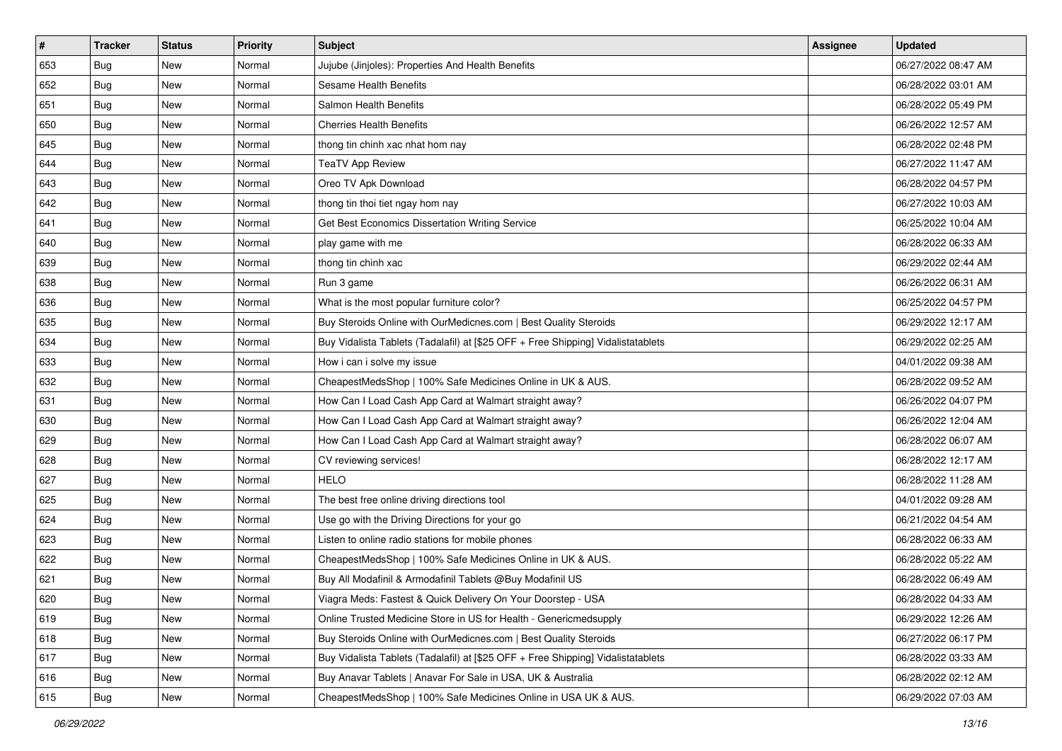| # | Tracker | Status | Priority | Subject | Assignee | Updated |
|---|---|---|---|---|---|---|
| 653 | Bug | New | Normal | Jujube (Jinjoles): Properties And Health Benefits | | 06/27/2022 08:47 AM |
| 652 | Bug | New | Normal | Sesame Health Benefits | | 06/28/2022 03:01 AM |
| 651 | Bug | New | Normal | Salmon Health Benefits | | 06/28/2022 05:49 PM |
| 650 | Bug | New | Normal | Cherries Health Benefits | | 06/26/2022 12:57 AM |
| 645 | Bug | New | Normal | thong tin chinh xac nhat hom nay | | 06/28/2022 02:48 PM |
| 644 | Bug | New | Normal | TeaTV App Review | | 06/27/2022 11:47 AM |
| 643 | Bug | New | Normal | Oreo TV Apk Download | | 06/28/2022 04:57 PM |
| 642 | Bug | New | Normal | thong tin thoi tiet ngay hom nay | | 06/27/2022 10:03 AM |
| 641 | Bug | New | Normal | Get Best Economics Dissertation Writing Service | | 06/25/2022 10:04 AM |
| 640 | Bug | New | Normal | play game with me | | 06/28/2022 06:33 AM |
| 639 | Bug | New | Normal | thong tin chinh xac | | 06/29/2022 02:44 AM |
| 638 | Bug | New | Normal | Run 3 game | | 06/26/2022 06:31 AM |
| 636 | Bug | New | Normal | What is the most popular furniture color? | | 06/25/2022 04:57 PM |
| 635 | Bug | New | Normal | Buy Steroids Online with OurMedicnes.com \| Best Quality Steroids | | 06/29/2022 12:17 AM |
| 634 | Bug | New | Normal | Buy Vidalista Tablets (Tadalafil) at [$25 OFF + Free Shipping] Vidalistatablets | | 06/29/2022 02:25 AM |
| 633 | Bug | New | Normal | How i can i solve my issue | | 04/01/2022 09:38 AM |
| 632 | Bug | New | Normal | CheapestMedsShop \| 100% Safe Medicines Online in UK & AUS. | | 06/28/2022 09:52 AM |
| 631 | Bug | New | Normal | How Can I Load Cash App Card at Walmart straight away? | | 06/26/2022 04:07 PM |
| 630 | Bug | New | Normal | How Can I Load Cash App Card at Walmart straight away? | | 06/26/2022 12:04 AM |
| 629 | Bug | New | Normal | How Can I Load Cash App Card at Walmart straight away? | | 06/28/2022 06:07 AM |
| 628 | Bug | New | Normal | CV reviewing services! | | 06/28/2022 12:17 AM |
| 627 | Bug | New | Normal | HELO | | 06/28/2022 11:28 AM |
| 625 | Bug | New | Normal | The best free online driving directions tool | | 04/01/2022 09:28 AM |
| 624 | Bug | New | Normal | Use go with the Driving Directions for your go | | 06/21/2022 04:54 AM |
| 623 | Bug | New | Normal | Listen to online radio stations for mobile phones | | 06/28/2022 06:33 AM |
| 622 | Bug | New | Normal | CheapestMedsShop \| 100% Safe Medicines Online in UK & AUS. | | 06/28/2022 05:22 AM |
| 621 | Bug | New | Normal | Buy All Modafinil & Armodafinil Tablets @Buy Modafinil US | | 06/28/2022 06:49 AM |
| 620 | Bug | New | Normal | Viagra Meds: Fastest & Quick Delivery On Your Doorstep - USA | | 06/28/2022 04:33 AM |
| 619 | Bug | New | Normal | Online Trusted Medicine Store in US for Health - Genericmedsupply | | 06/29/2022 12:26 AM |
| 618 | Bug | New | Normal | Buy Steroids Online with OurMedicnes.com \| Best Quality Steroids | | 06/27/2022 06:17 PM |
| 617 | Bug | New | Normal | Buy Vidalista Tablets (Tadalafil) at [$25 OFF + Free Shipping] Vidalistatablets | | 06/28/2022 03:33 AM |
| 616 | Bug | New | Normal | Buy Anavar Tablets \| Anavar For Sale in USA, UK & Australia | | 06/28/2022 02:12 AM |
| 615 | Bug | New | Normal | CheapestMedsShop \| 100% Safe Medicines Online in USA UK & AUS. | | 06/29/2022 07:03 AM |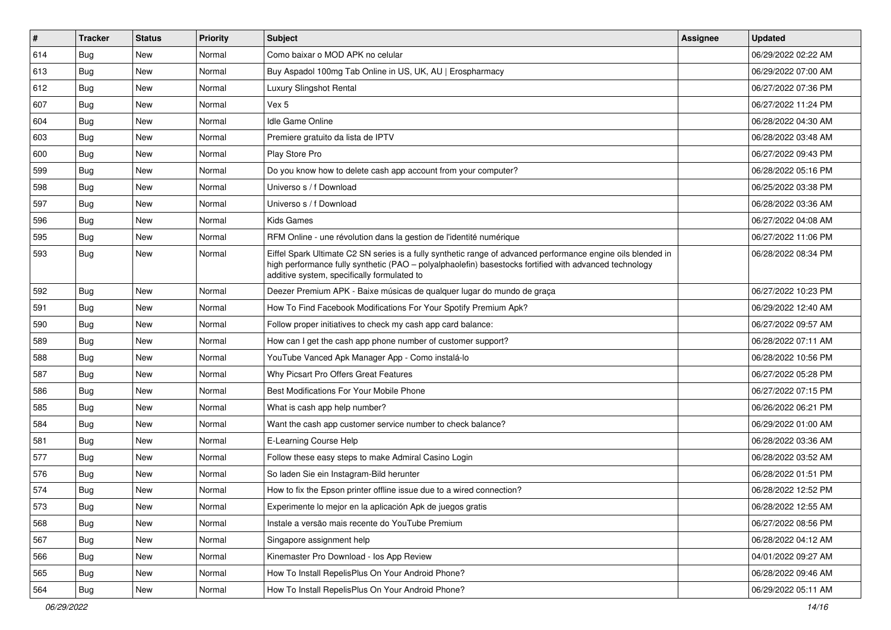| # | Tracker | Status | Priority | Subject | Assignee | Updated |
|---|---|---|---|---|---|---|
| 614 | Bug | New | Normal | Como baixar o MOD APK no celular | | 06/29/2022 02:22 AM |
| 613 | Bug | New | Normal | Buy Aspadol 100mg Tab Online in US, UK, AU \| Erospharmacy | | 06/29/2022 07:00 AM |
| 612 | Bug | New | Normal | Luxury Slingshot Rental | | 06/27/2022 07:36 PM |
| 607 | Bug | New | Normal | Vex 5 | | 06/27/2022 11:24 PM |
| 604 | Bug | New | Normal | Idle Game Online | | 06/28/2022 04:30 AM |
| 603 | Bug | New | Normal | Premiere gratuito da lista de IPTV | | 06/28/2022 03:48 AM |
| 600 | Bug | New | Normal | Play Store Pro | | 06/27/2022 09:43 PM |
| 599 | Bug | New | Normal | Do you know how to delete cash app account from your computer? | | 06/28/2022 05:16 PM |
| 598 | Bug | New | Normal | Universo s / f Download | | 06/25/2022 03:38 PM |
| 597 | Bug | New | Normal | Universo s / f Download | | 06/28/2022 03:36 AM |
| 596 | Bug | New | Normal | Kids Games | | 06/27/2022 04:08 AM |
| 595 | Bug | New | Normal | RFM Online - une révolution dans la gestion de l'identité numérique | | 06/27/2022 11:06 PM |
| 593 | Bug | New | Normal | Eiffel Spark Ultimate C2 SN series is a fully synthetic range of advanced performance engine oils blended in high performance fully synthetic (PAO – polyalphaolefin) basestocks fortified with advanced technology additive system, specifically formulated to | | 06/28/2022 08:34 PM |
| 592 | Bug | New | Normal | Deezer Premium APK - Baixe músicas de qualquer lugar do mundo de graça | | 06/27/2022 10:23 PM |
| 591 | Bug | New | Normal | How To Find Facebook Modifications For Your Spotify Premium Apk? | | 06/29/2022 12:40 AM |
| 590 | Bug | New | Normal | Follow proper initiatives to check my cash app card balance: | | 06/27/2022 09:57 AM |
| 589 | Bug | New | Normal | How can I get the cash app phone number of customer support? | | 06/28/2022 07:11 AM |
| 588 | Bug | New | Normal | YouTube Vanced Apk Manager App - Como instalá-lo | | 06/28/2022 10:56 PM |
| 587 | Bug | New | Normal | Why Picsart Pro Offers Great Features | | 06/27/2022 05:28 PM |
| 586 | Bug | New | Normal | Best Modifications For Your Mobile Phone | | 06/27/2022 07:15 PM |
| 585 | Bug | New | Normal | What is cash app help number? | | 06/26/2022 06:21 PM |
| 584 | Bug | New | Normal | Want the cash app customer service number to check balance? | | 06/29/2022 01:00 AM |
| 581 | Bug | New | Normal | E-Learning Course Help | | 06/28/2022 03:36 AM |
| 577 | Bug | New | Normal | Follow these easy steps to make Admiral Casino Login | | 06/28/2022 03:52 AM |
| 576 | Bug | New | Normal | So laden Sie ein Instagram-Bild herunter | | 06/28/2022 01:51 PM |
| 574 | Bug | New | Normal | How to fix the Epson printer offline issue due to a wired connection? | | 06/28/2022 12:52 PM |
| 573 | Bug | New | Normal | Experimente lo mejor en la aplicación Apk de juegos gratis | | 06/28/2022 12:55 AM |
| 568 | Bug | New | Normal | Instale a versão mais recente do YouTube Premium | | 06/27/2022 08:56 PM |
| 567 | Bug | New | Normal | Singapore assignment help | | 06/28/2022 04:12 AM |
| 566 | Bug | New | Normal | Kinemaster Pro Download - Ios App Review | | 04/01/2022 09:27 AM |
| 565 | Bug | New | Normal | How To Install RepelisPlus On Your Android Phone? | | 06/28/2022 09:46 AM |
| 564 | Bug | New | Normal | How To Install RepelisPlus On Your Android Phone? | | 06/29/2022 05:11 AM |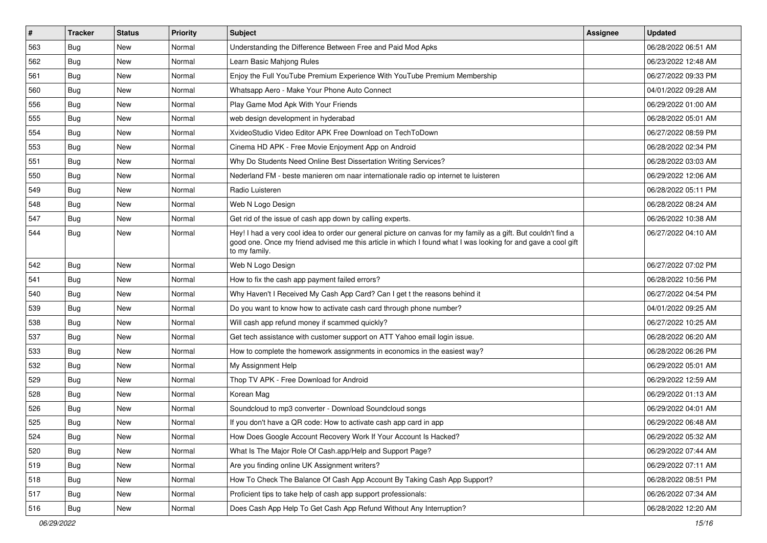| # | Tracker | Status | Priority | Subject | Assignee | Updated |
|---|---|---|---|---|---|---|
| 563 | Bug | New | Normal | Understanding the Difference Between Free and Paid Mod Apks | | 06/28/2022 06:51 AM |
| 562 | Bug | New | Normal | Learn Basic Mahjong Rules | | 06/23/2022 12:48 AM |
| 561 | Bug | New | Normal | Enjoy the Full YouTube Premium Experience With YouTube Premium Membership | | 06/27/2022 09:33 PM |
| 560 | Bug | New | Normal | Whatsapp Aero - Make Your Phone Auto Connect | | 04/01/2022 09:28 AM |
| 556 | Bug | New | Normal | Play Game Mod Apk With Your Friends | | 06/29/2022 01:00 AM |
| 555 | Bug | New | Normal | web design development in hyderabad | | 06/28/2022 05:01 AM |
| 554 | Bug | New | Normal | XvideoStudio Video Editor APK Free Download on TechToDown | | 06/27/2022 08:59 PM |
| 553 | Bug | New | Normal | Cinema HD APK - Free Movie Enjoyment App on Android | | 06/28/2022 02:34 PM |
| 551 | Bug | New | Normal | Why Do Students Need Online Best Dissertation Writing Services? | | 06/28/2022 03:03 AM |
| 550 | Bug | New | Normal | Nederland FM - beste manieren om naar internationale radio op internet te luisteren | | 06/29/2022 12:06 AM |
| 549 | Bug | New | Normal | Radio Luisteren | | 06/28/2022 05:11 PM |
| 548 | Bug | New | Normal | Web N Logo Design | | 06/28/2022 08:24 AM |
| 547 | Bug | New | Normal | Get rid of the issue of cash app down by calling experts. | | 06/26/2022 10:38 AM |
| 544 | Bug | New | Normal | Hey! I had a very cool idea to order our general picture on canvas for my family as a gift. But couldn't find a good one. Once my friend advised me this article in which I found what I was looking for and gave a cool gift to my family. | | 06/27/2022 04:10 AM |
| 542 | Bug | New | Normal | Web N Logo Design | | 06/27/2022 07:02 PM |
| 541 | Bug | New | Normal | How to fix the cash app payment failed errors? | | 06/28/2022 10:56 PM |
| 540 | Bug | New | Normal | Why Haven't I Received My Cash App Card? Can I get t the reasons behind it | | 06/27/2022 04:54 PM |
| 539 | Bug | New | Normal | Do you want to know how to activate cash card through phone number? | | 04/01/2022 09:25 AM |
| 538 | Bug | New | Normal | Will cash app refund money if scammed quickly? | | 06/27/2022 10:25 AM |
| 537 | Bug | New | Normal | Get tech assistance with customer support on ATT Yahoo email login issue. | | 06/28/2022 06:20 AM |
| 533 | Bug | New | Normal | How to complete the homework assignments in economics in the easiest way? | | 06/28/2022 06:26 PM |
| 532 | Bug | New | Normal | My Assignment Help | | 06/29/2022 05:01 AM |
| 529 | Bug | New | Normal | Thop TV APK - Free Download for Android | | 06/29/2022 12:59 AM |
| 528 | Bug | New | Normal | Korean Mag | | 06/29/2022 01:13 AM |
| 526 | Bug | New | Normal | Soundcloud to mp3 converter - Download Soundcloud songs | | 06/29/2022 04:01 AM |
| 525 | Bug | New | Normal | If you don't have a QR code: How to activate cash app card in app | | 06/29/2022 06:48 AM |
| 524 | Bug | New | Normal | How Does Google Account Recovery Work If Your Account Is Hacked? | | 06/29/2022 05:32 AM |
| 520 | Bug | New | Normal | What Is The Major Role Of Cash.app/Help and Support Page? | | 06/29/2022 07:44 AM |
| 519 | Bug | New | Normal | Are you finding online UK Assignment writers? | | 06/29/2022 07:11 AM |
| 518 | Bug | New | Normal | How To Check The Balance Of Cash App Account By Taking Cash App Support? | | 06/28/2022 08:51 PM |
| 517 | Bug | New | Normal | Proficient tips to take help of cash app support professionals: | | 06/26/2022 07:34 AM |
| 516 | Bug | New | Normal | Does Cash App Help To Get Cash App Refund Without Any Interruption? | | 06/28/2022 12:20 AM |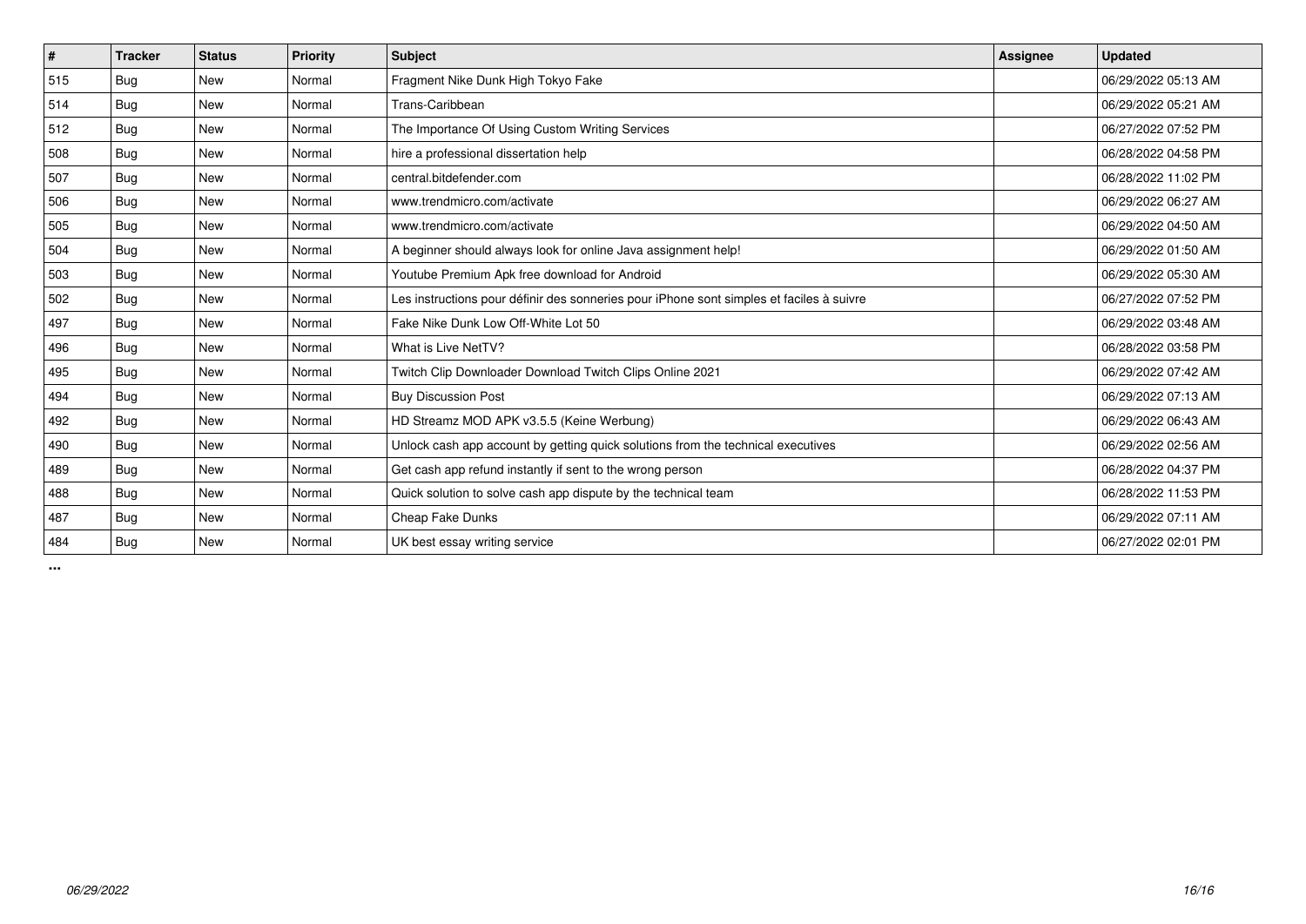| # | Tracker | Status | Priority | Subject | Assignee | Updated |
|---|---|---|---|---|---|---|
| 515 | Bug | New | Normal | Fragment Nike Dunk High Tokyo Fake | | 06/29/2022 05:13 AM |
| 514 | Bug | New | Normal | Trans-Caribbean | | 06/29/2022 05:21 AM |
| 512 | Bug | New | Normal | The Importance Of Using Custom Writing Services | | 06/27/2022 07:52 PM |
| 508 | Bug | New | Normal | hire a professional dissertation help | | 06/28/2022 04:58 PM |
| 507 | Bug | New | Normal | central.bitdefender.com | | 06/28/2022 11:02 PM |
| 506 | Bug | New | Normal | www.trendmicro.com/activate | | 06/29/2022 06:27 AM |
| 505 | Bug | New | Normal | www.trendmicro.com/activate | | 06/29/2022 04:50 AM |
| 504 | Bug | New | Normal | A beginner should always look for online Java assignment help! | | 06/29/2022 01:50 AM |
| 503 | Bug | New | Normal | Youtube Premium Apk free download for Android | | 06/29/2022 05:30 AM |
| 502 | Bug | New | Normal | Les instructions pour définir des sonneries pour iPhone sont simples et faciles à suivre | | 06/27/2022 07:52 PM |
| 497 | Bug | New | Normal | Fake Nike Dunk Low Off-White Lot 50 | | 06/29/2022 03:48 AM |
| 496 | Bug | New | Normal | What is Live NetTV? | | 06/28/2022 03:58 PM |
| 495 | Bug | New | Normal | Twitch Clip Downloader Download Twitch Clips Online 2021 | | 06/29/2022 07:42 AM |
| 494 | Bug | New | Normal | Buy Discussion Post | | 06/29/2022 07:13 AM |
| 492 | Bug | New | Normal | HD Streamz MOD APK v3.5.5 (Keine Werbung) | | 06/29/2022 06:43 AM |
| 490 | Bug | New | Normal | Unlock cash app account by getting quick solutions from the technical executives | | 06/29/2022 02:56 AM |
| 489 | Bug | New | Normal | Get cash app refund instantly if sent to the wrong person | | 06/28/2022 04:37 PM |
| 488 | Bug | New | Normal | Quick solution to solve cash app dispute by the technical team | | 06/28/2022 11:53 PM |
| 487 | Bug | New | Normal | Cheap Fake Dunks | | 06/29/2022 07:11 AM |
| 484 | Bug | New | Normal | UK best essay writing service | | 06/27/2022 02:01 PM |

...